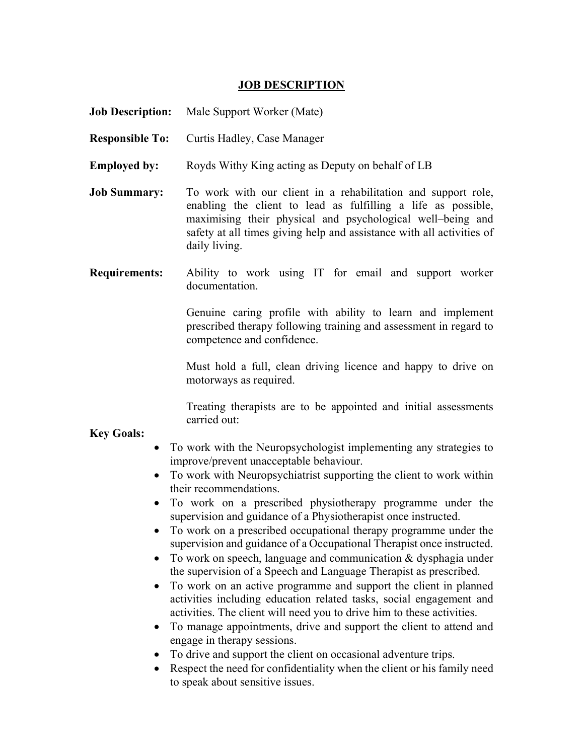# JOB DESCRIPTION

**Job Description:** Male Support Worker (Mate)

**Responsible To:** Curtis Hadley, Case Manager

**Employed by:** Royds Withy King acting as Deputy on behalf of LB

**Job Summary:** To work with our client in a rehabilitation and support role, enabling the client to lead as fulfilling a life as possible, maximising their physical and psychological well–being and safety at all times giving help and assistance with all activities of daily living.

**Requirements:** Ability to work using IT for email and support worker documentation.

Genuine caring profile with ability to learn and implement prescribed therapy following training and assessment in regard to competence and confidence.

Must hold a full, clean driving licence and happy to drive on motorways as required.

Treating therapists are to be appointed and initial assessments carried out:

**Key Goals:**

- To work with the Neuropsychologist implementing any strategies to improve/prevent unacceptable behaviour.
- To work with Neuropsychiatrist supporting the client to work within their recommendations.
- To work on a prescribed physiotherapy programme under the supervision and guidance of a Physiotherapist once instructed.
- To work on a prescribed occupational therapy programme under the supervision and guidance of a Occupational Therapist once instructed.
- To work on speech, language and communication & dysphagia under the supervision of a Speech and Language Therapist as prescribed.
- To work on an active programme and support the client in planned activities including education related tasks, social engagement and activities. The client will need you to drive him to these activities.
- To manage appointments, drive and support the client to attend and engage in therapy sessions.
- To drive and support the client on occasional adventure trips.
- Respect the need for confidentiality when the client or his family need to speak about sensitive issues.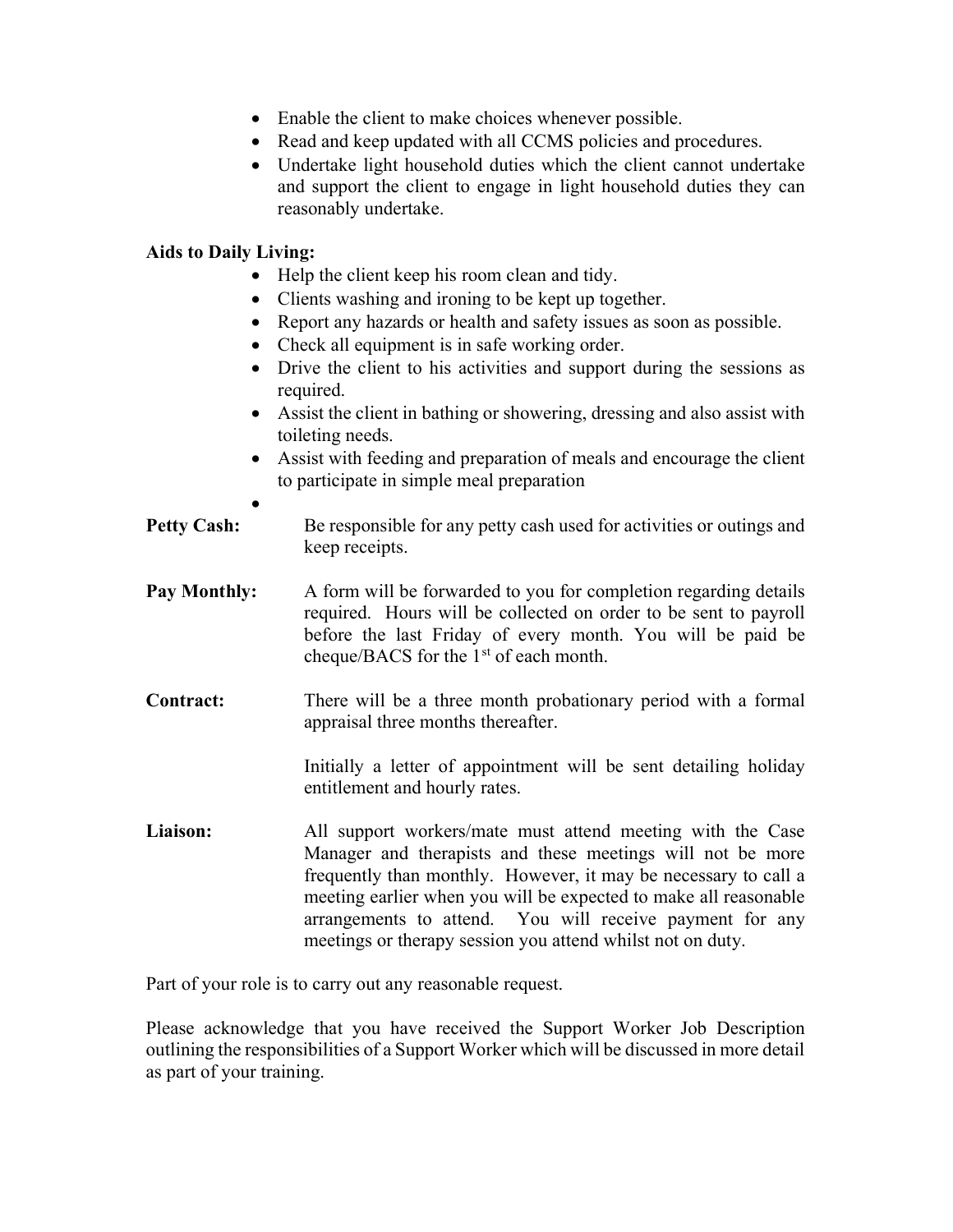- Enable the client to make choices whenever possible.
- Read and keep updated with all CCMS policies and procedures.
- Undertake light household duties which the client cannot undertake and support the client to engage in light household duties they can reasonably undertake.

**Aids to Daily Living:**

- Help the client keep his room clean and tidy.
- Clients washing and ironing to be kept up together.
- Report any hazards or health and safety issues as soon as possible.
- Check all equipment is in safe working order.
- Drive the client to his activities and support during the sessions as required.
- Assist the client in bathing or showering, dressing and also assist with toileting needs.
- Assist with feeding and preparation of meals and encourage the client to participate in simple meal preparation
-

**Petty Cash:** Be responsible for any petty cash used for activities or outings and keep receipts.

**Pay Monthly:** A form will be forwarded to you for completion regarding details required. Hours will be collected on order to be sent to payroll before the last Friday of every month. You will be paid be cheque/BACS for the 1st of each month.

**Contract:** There will be a three month probationary period with a formal appraisal three months thereafter.

Initially a letter of appointment will be sent detailing holiday entitlement and hourly rates.

**Liaison:** All support workers/mate must attend meeting with the Case Manager and therapists and these meetings will not be more frequently than monthly. However, it may be necessary to call a meeting earlier when you will be expected to make all reasonable arrangements to attend. You will receive payment for any meetings or therapy session you attend whilst not on duty.

Part of your role is to carry out any reasonable request.

Please acknowledge that you have received the Support Worker Job Description outlining the responsibilities of a Support Worker which will be discussed in more detail as part of your training.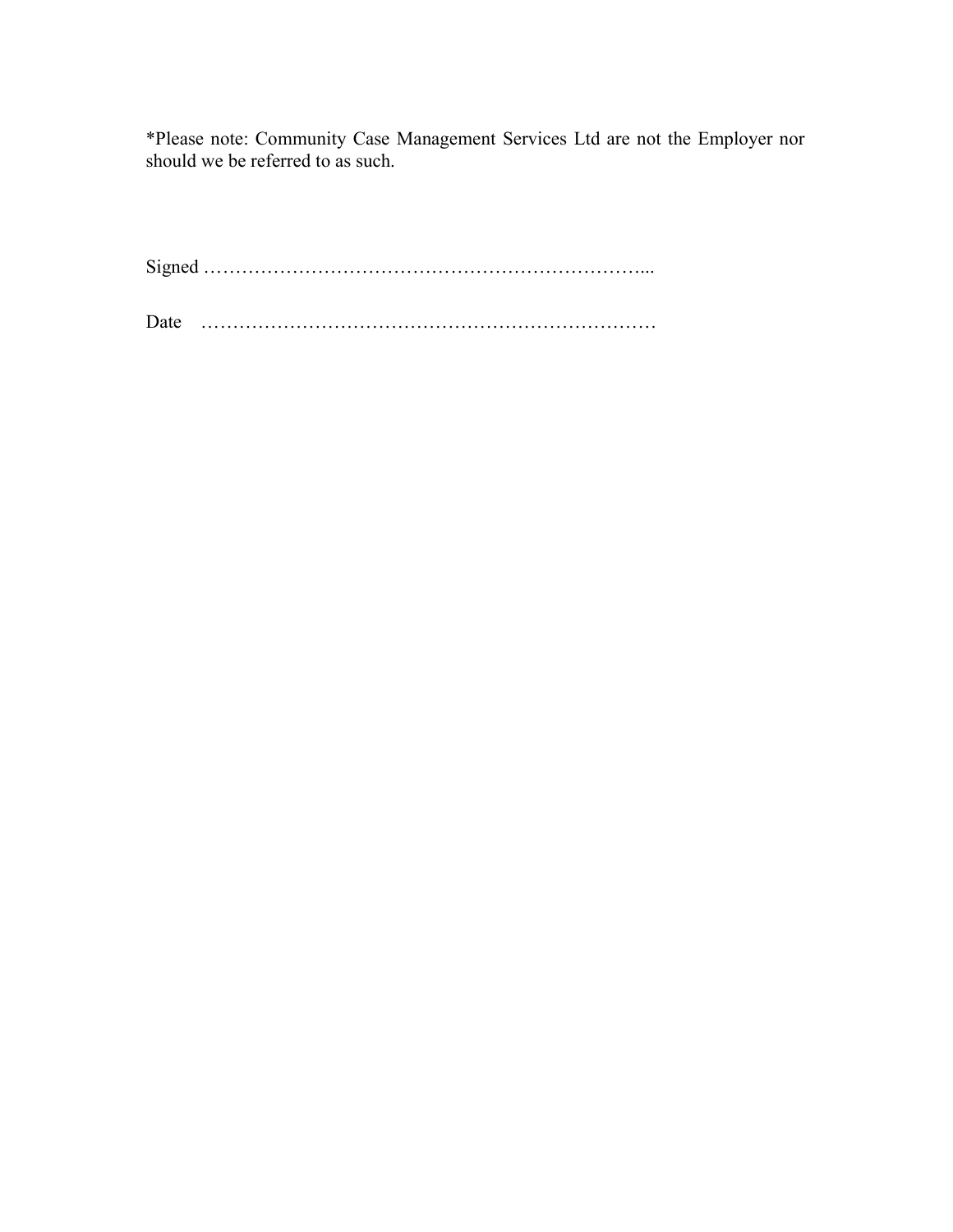*Please note: Community Case Management Services Ltd are not the Employer nor should we be referred to as such.

Signed ……………………………………………………………...

Date ………………………………………………………………